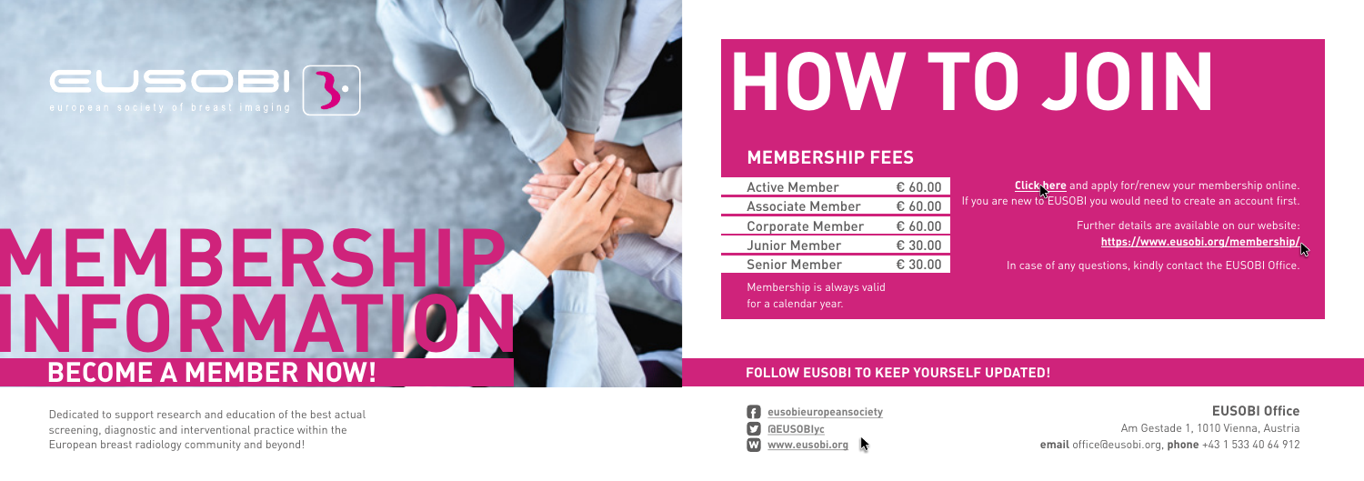EUSOBI

european society of breast imaging

# MEMBERSHIP INFORMATION

## BECOME A MEMBER NOW!

Dedicated to support research and education of the best actual screening, diagnostic and interventional practice within the European breast radiology community and beyond!

# HOW TO JOIN

## MEMBERSHIP FEES

| Membership | Fee |
|---|---|
| Active Member | € 60.00 |
| Associate Member | € 60.00 |
| Corporate Member | € 60.00 |
| Junior Member | € 30.00 |
| Senior Member | € 30.00 |

Membership is always valid for a calendar year.

**Click here** and apply for/renew your membership online. If you are new to EUSOBI you would need to create an account first.

Further details are available on our website: **https://www.eusobi.org/membership/**

In case of any questions, kindly contact the EUSOBI Office.

### FOLLOW EUSOBI TO KEEP YOURSELF UPDATED!

- eusobieuropeansociety
- @EUSOBIyc
- www.eusobi.org

**EUSOBI Office**
Am Gestade 1, 1010 Vienna, Austria
**email** office@eusobi.org, **phone** +43 1 533 40 64 912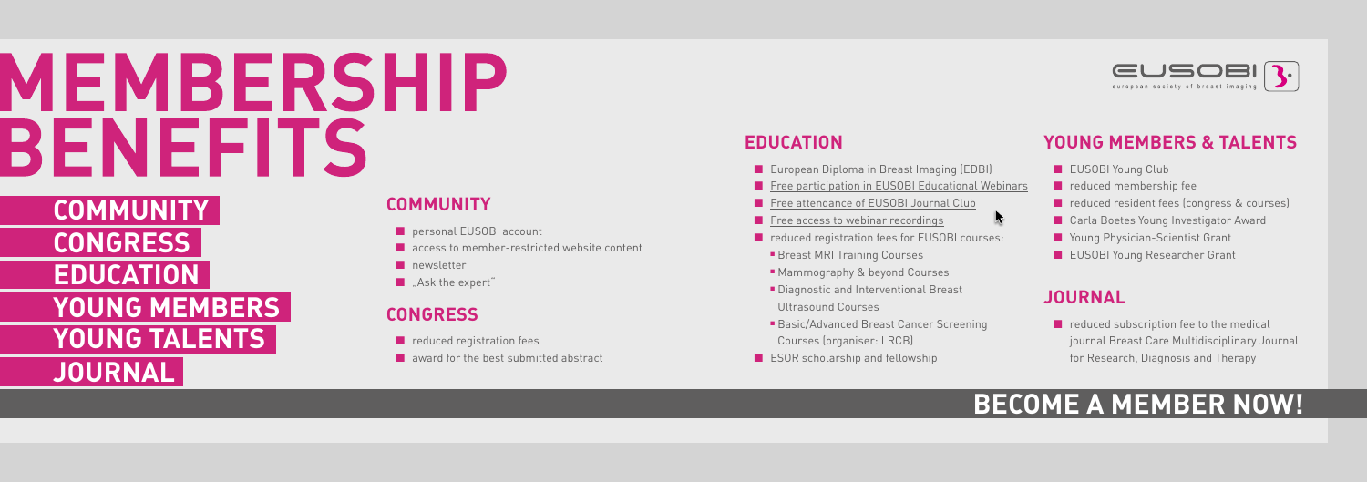# MEMBERSHIP BENEFITS

**COMMUNITY**
**CONGRESS**
**EDUCATION**
**YOUNG MEMBERS**
**YOUNG TALENTS**
**JOURNAL**

EUSOBI european society of breast imaging

## COMMUNITY

- personal EUSOBI account
- access to member-restricted website content
- newsletter
- „Ask the expert"

## CONGRESS

- reduced registration fees
- award for the best submitted abstract

## EDUCATION

- European Diploma in Breast Imaging (EDBI)
- Free participation in EUSOBI Educational Webinars
- Free attendance of EUSOBI Journal Club
- Free access to webinar recordings
- reduced registration fees for EUSOBI courses:
  - Breast MRI Training Courses
  - Mammography & beyond Courses
  - Diagnostic and Interventional Breast Ultrasound Courses
  - Basic/Advanced Breast Cancer Screening Courses (organiser: LRCB)
- ESOR scholarship and fellowship

## YOUNG MEMBERS & TALENTS

- EUSOBI Young Club
- reduced membership fee
- reduced resident fees (congress & courses)
- Carla Boetes Young Investigator Award
- Young Physician-Scientist Grant
- EUSOBI Young Researcher Grant

## JOURNAL

- reduced subscription fee to the medical journal Breast Care Multidisciplinary Journal for Research, Diagnosis and Therapy

**BECOME A MEMBER NOW!**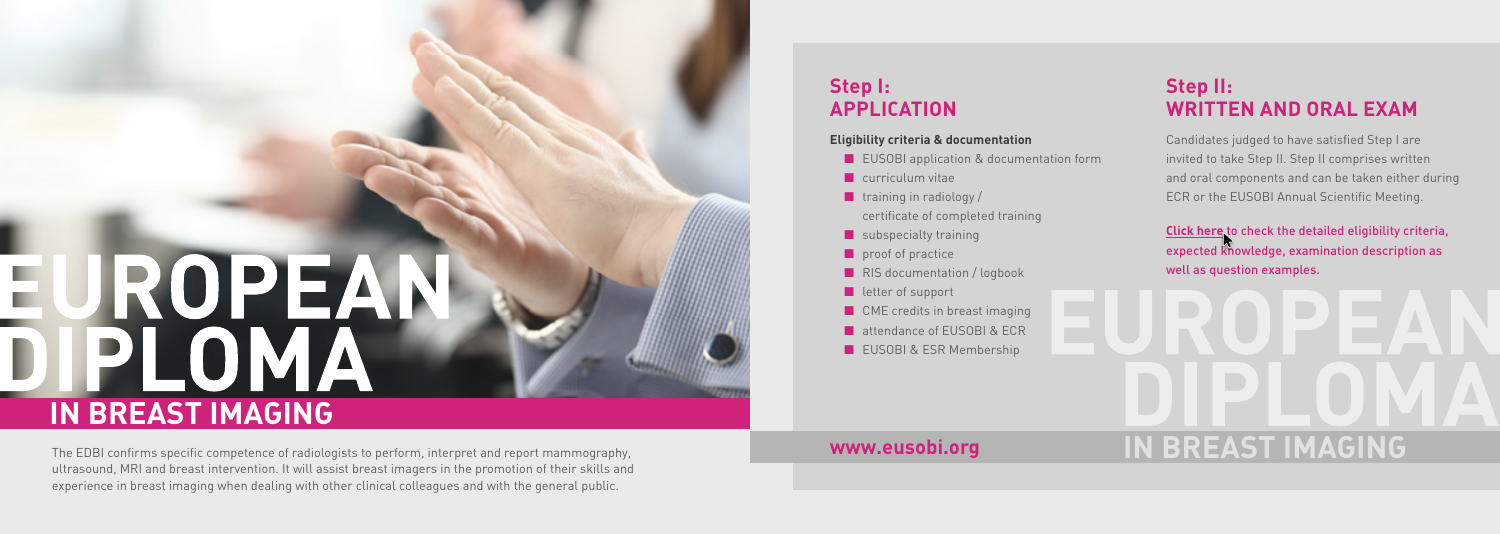# EUROPEAN DIPLOMA IN BREAST IMAGING

The EDBI confirms specific competence of radiologists to perform, interpret and report mammography, ultrasound, MRI and breast intervention. It will assist breast imagers in the promotion of their skills and experience in breast imaging when dealing with other clinical colleagues and with the general public.

## Step I: APPLICATION

**Eligibility criteria & documentation**

- EUSOBI application & documentation form
- curriculum vitae
- training in radiology / certificate of completed training
- subspecialty training
- proof of practice
- RIS documentation / logbook
- letter of support
- CME credits in breast imaging
- attendance of EUSOBI & ECR
- EUSOBI & ESR Membership

## Step II: WRITTEN AND ORAL EXAM

Candidates judged to have satisfied Step I are invited to take Step II. Step II comprises written and oral components and can be taken either during ECR or the EUSOBI Annual Scientific Meeting.

**Click here** to check the detailed eligibility criteria, expected knowledge, examination description as well as question examples.

# EUROPEAN DIPLOMA IN BREAST IMAGING

**www.eusobi.org**